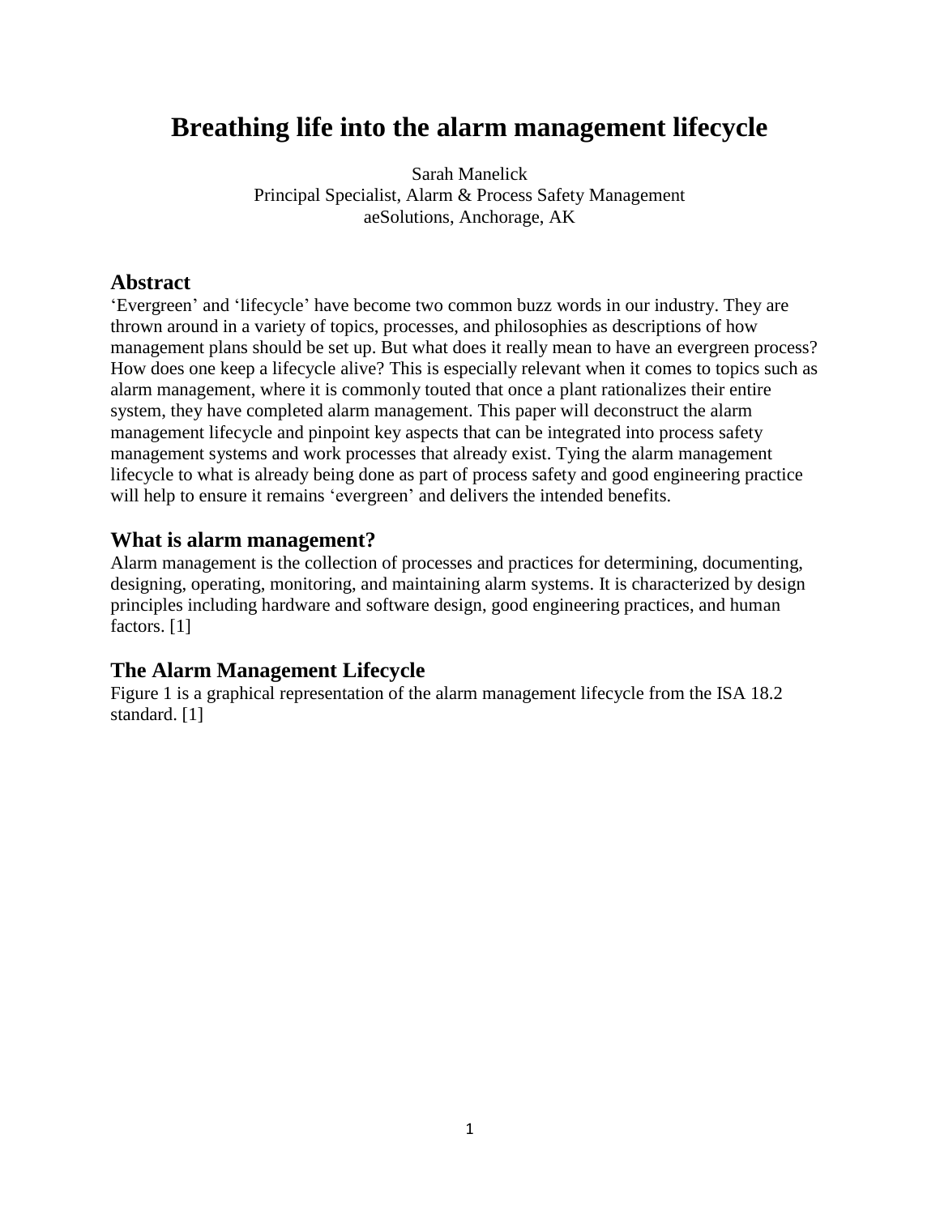# Breathing life into the alarm management lifecycle

Sarah Manelick
Principal Specialist, Alarm & Process Safety Management
aeSolutions, Anchorage, AK

## Abstract

'Evergreen' and 'lifecycle' have become two common buzz words in our industry. They are thrown around in a variety of topics, processes, and philosophies as descriptions of how management plans should be set up. But what does it really mean to have an evergreen process? How does one keep a lifecycle alive? This is especially relevant when it comes to topics such as alarm management, where it is commonly touted that once a plant rationalizes their entire system, they have completed alarm management. This paper will deconstruct the alarm management lifecycle and pinpoint key aspects that can be integrated into process safety management systems and work processes that already exist. Tying the alarm management lifecycle to what is already being done as part of process safety and good engineering practice will help to ensure it remains 'evergreen' and delivers the intended benefits.

## What is alarm management?

Alarm management is the collection of processes and practices for determining, documenting, designing, operating, monitoring, and maintaining alarm systems. It is characterized by design principles including hardware and software design, good engineering practices, and human factors. [1]

## The Alarm Management Lifecycle

Figure 1 is a graphical representation of the alarm management lifecycle from the ISA 18.2 standard. [1]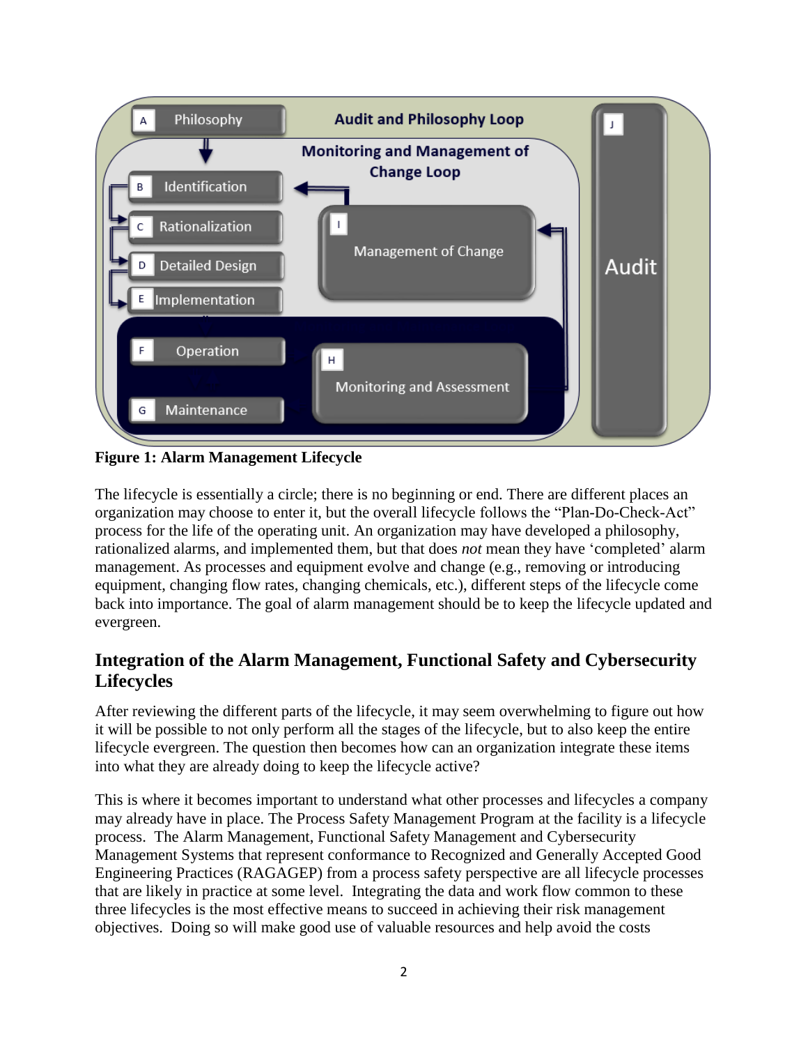**Figure 1: Alarm Management Lifecycle**

The lifecycle is essentially a circle; there is no beginning or end. There are different places an organization may choose to enter it, but the overall lifecycle follows the "Plan-Do-Check-Act" process for the life of the operating unit. An organization may have developed a philosophy, rationalized alarms, and implemented them, but that does *not* mean they have 'completed' alarm management. As processes and equipment evolve and change (e.g., removing or introducing equipment, changing flow rates, changing chemicals, etc.), different steps of the lifecycle come back into importance. The goal of alarm management should be to keep the lifecycle updated and evergreen.

## Integration of the Alarm Management, Functional Safety and Cybersecurity Lifecycles

After reviewing the different parts of the lifecycle, it may seem overwhelming to figure out how it will be possible to not only perform all the stages of the lifecycle, but to also keep the entire lifecycle evergreen. The question then becomes how can an organization integrate these items into what they are already doing to keep the lifecycle active?

This is where it becomes important to understand what other processes and lifecycles a company may already have in place. The Process Safety Management Program at the facility is a lifecycle process. The Alarm Management, Functional Safety Management and Cybersecurity Management Systems that represent conformance to Recognized and Generally Accepted Good Engineering Practices (RAGAGEP) from a process safety perspective are all lifecycle processes that are likely in practice at some level. Integrating the data and work flow common to these three lifecycles is the most effective means to succeed in achieving their risk management objectives. Doing so will make good use of valuable resources and help avoid the costs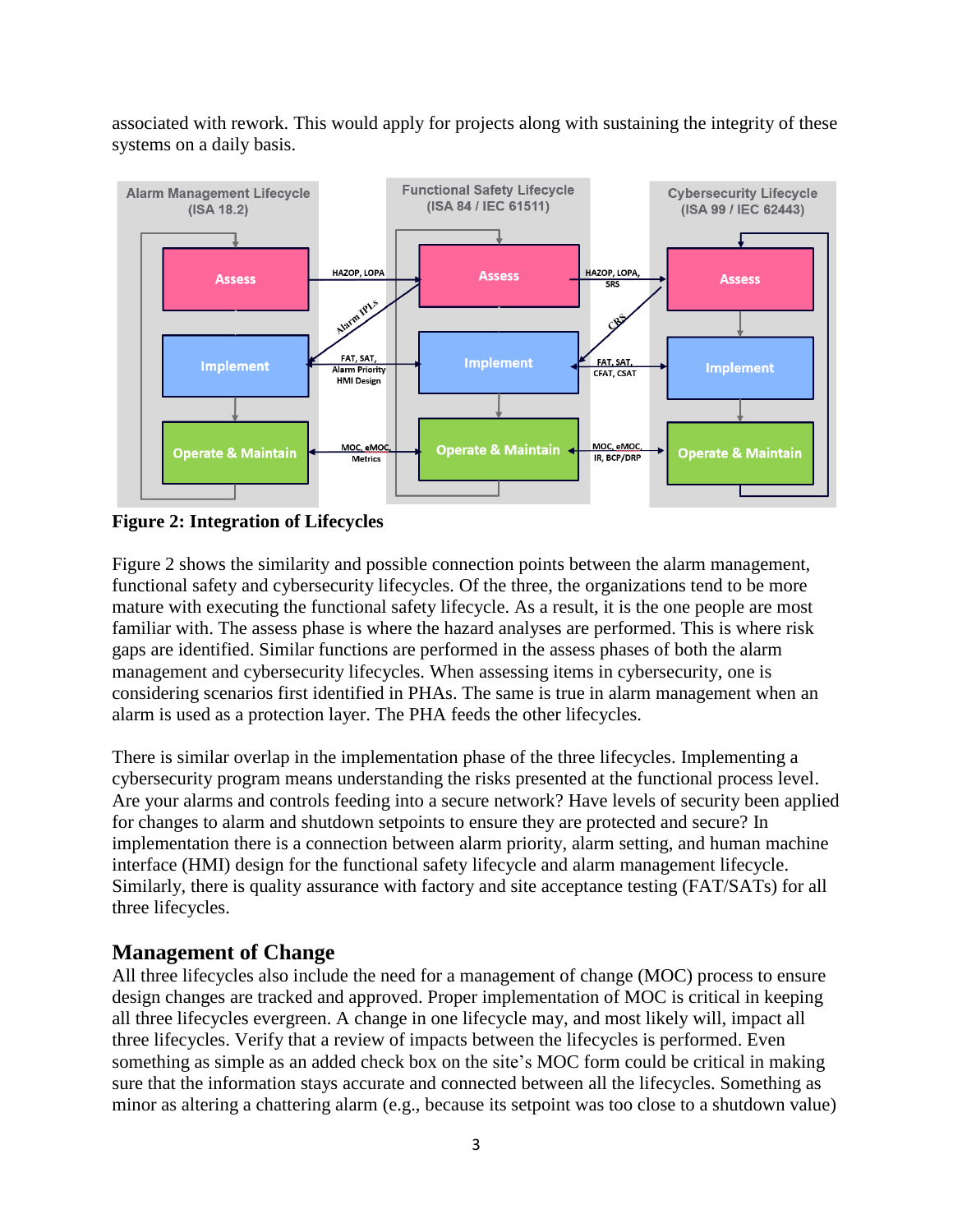associated with rework. This would apply for projects along with sustaining the integrity of these systems on a daily basis.

**Figure 2: Integration of Lifecycles**

Figure 2 shows the similarity and possible connection points between the alarm management, functional safety and cybersecurity lifecycles. Of the three, the organizations tend to be more mature with executing the functional safety lifecycle. As a result, it is the one people are most familiar with. The assess phase is where the hazard analyses are performed. This is where risk gaps are identified. Similar functions are performed in the assess phases of both the alarm management and cybersecurity lifecycles. When assessing items in cybersecurity, one is considering scenarios first identified in PHAs. The same is true in alarm management when an alarm is used as a protection layer. The PHA feeds the other lifecycles.

There is similar overlap in the implementation phase of the three lifecycles. Implementing a cybersecurity program means understanding the risks presented at the functional process level. Are your alarms and controls feeding into a secure network? Have levels of security been applied for changes to alarm and shutdown setpoints to ensure they are protected and secure? In implementation there is a connection between alarm priority, alarm setting, and human machine interface (HMI) design for the functional safety lifecycle and alarm management lifecycle. Similarly, there is quality assurance with factory and site acceptance testing (FAT/SATs) for all three lifecycles.

## Management of Change

All three lifecycles also include the need for a management of change (MOC) process to ensure design changes are tracked and approved. Proper implementation of MOC is critical in keeping all three lifecycles evergreen. A change in one lifecycle may, and most likely will, impact all three lifecycles. Verify that a review of impacts between the lifecycles is performed. Even something as simple as an added check box on the site's MOC form could be critical in making sure that the information stays accurate and connected between all the lifecycles. Something as minor as altering a chattering alarm (e.g., because its setpoint was too close to a shutdown value)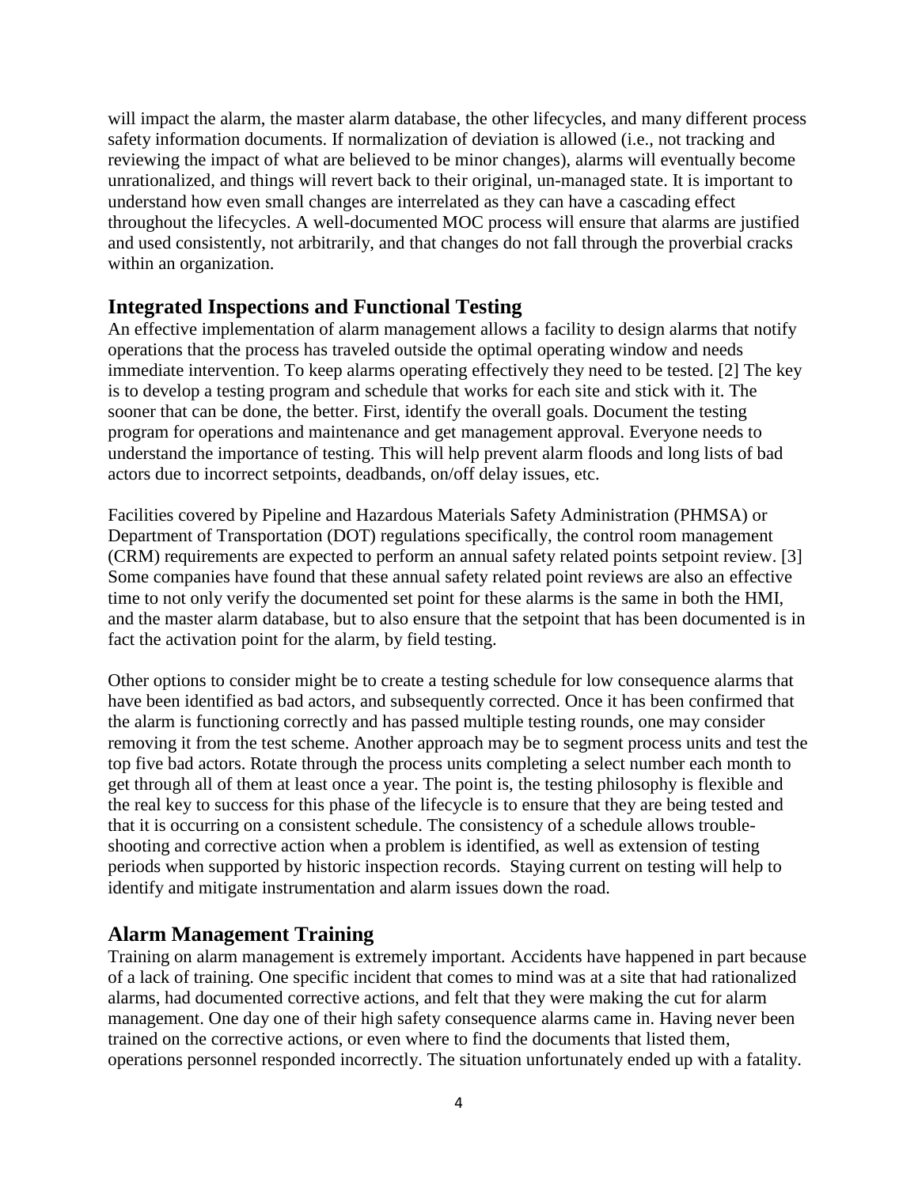will impact the alarm, the master alarm database, the other lifecycles, and many different process safety information documents. If normalization of deviation is allowed (i.e., not tracking and reviewing the impact of what are believed to be minor changes), alarms will eventually become unrationalized, and things will revert back to their original, un-managed state. It is important to understand how even small changes are interrelated as they can have a cascading effect throughout the lifecycles. A well-documented MOC process will ensure that alarms are justified and used consistently, not arbitrarily, and that changes do not fall through the proverbial cracks within an organization.

## Integrated Inspections and Functional Testing

An effective implementation of alarm management allows a facility to design alarms that notify operations that the process has traveled outside the optimal operating window and needs immediate intervention. To keep alarms operating effectively they need to be tested. [2] The key is to develop a testing program and schedule that works for each site and stick with it. The sooner that can be done, the better. First, identify the overall goals. Document the testing program for operations and maintenance and get management approval. Everyone needs to understand the importance of testing. This will help prevent alarm floods and long lists of bad actors due to incorrect setpoints, deadbands, on/off delay issues, etc.

Facilities covered by Pipeline and Hazardous Materials Safety Administration (PHMSA) or Department of Transportation (DOT) regulations specifically, the control room management (CRM) requirements are expected to perform an annual safety related points setpoint review. [3] Some companies have found that these annual safety related point reviews are also an effective time to not only verify the documented set point for these alarms is the same in both the HMI, and the master alarm database, but to also ensure that the setpoint that has been documented is in fact the activation point for the alarm, by field testing.

Other options to consider might be to create a testing schedule for low consequence alarms that have been identified as bad actors, and subsequently corrected. Once it has been confirmed that the alarm is functioning correctly and has passed multiple testing rounds, one may consider removing it from the test scheme. Another approach may be to segment process units and test the top five bad actors. Rotate through the process units completing a select number each month to get through all of them at least once a year. The point is, the testing philosophy is flexible and the real key to success for this phase of the lifecycle is to ensure that they are being tested and that it is occurring on a consistent schedule. The consistency of a schedule allows trouble-shooting and corrective action when a problem is identified, as well as extension of testing periods when supported by historic inspection records. Staying current on testing will help to identify and mitigate instrumentation and alarm issues down the road.

## Alarm Management Training

Training on alarm management is extremely important. Accidents have happened in part because of a lack of training. One specific incident that comes to mind was at a site that had rationalized alarms, had documented corrective actions, and felt that they were making the cut for alarm management. One day one of their high safety consequence alarms came in. Having never been trained on the corrective actions, or even where to find the documents that listed them, operations personnel responded incorrectly. The situation unfortunately ended up with a fatality.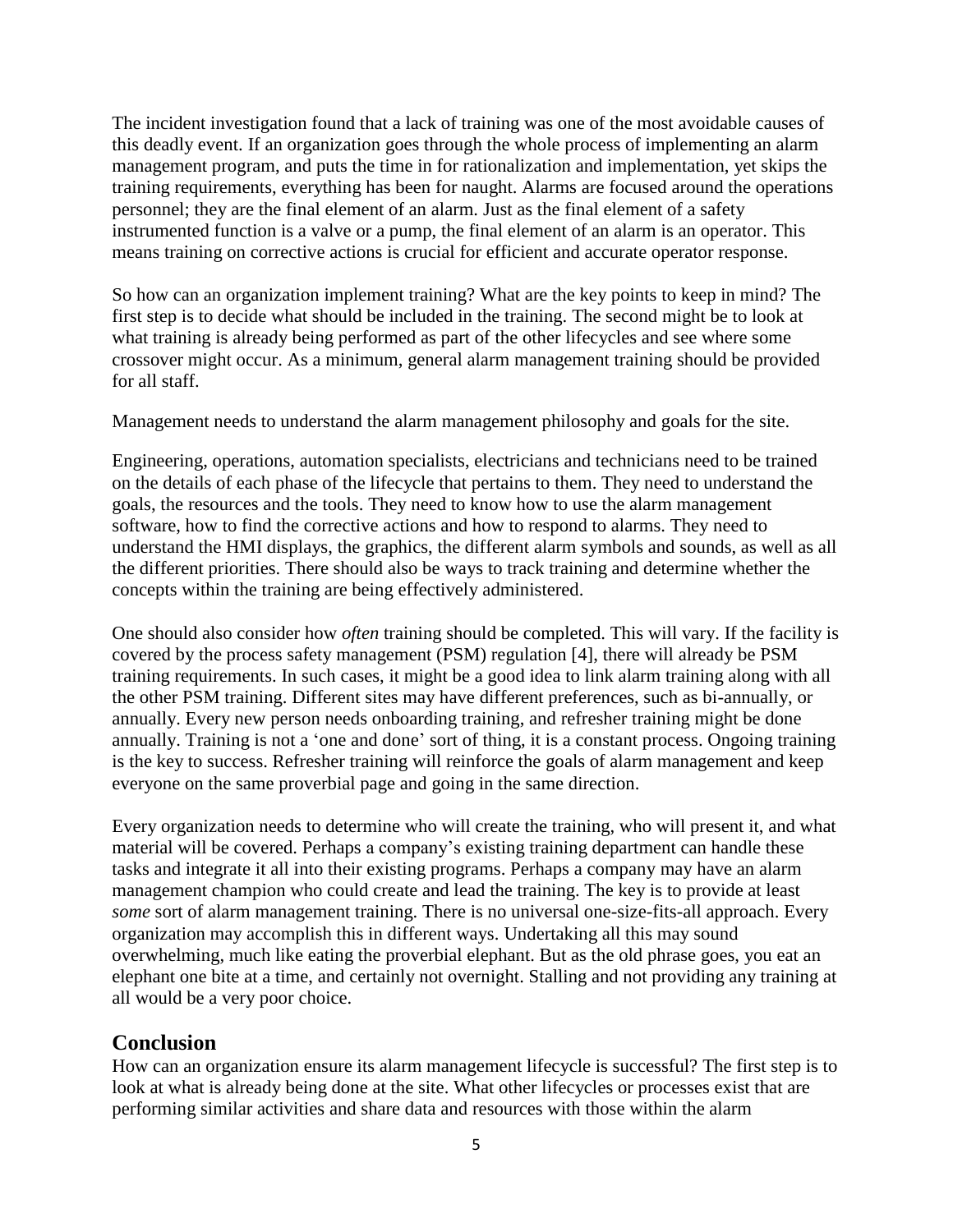The incident investigation found that a lack of training was one of the most avoidable causes of this deadly event. If an organization goes through the whole process of implementing an alarm management program, and puts the time in for rationalization and implementation, yet skips the training requirements, everything has been for naught. Alarms are focused around the operations personnel; they are the final element of an alarm. Just as the final element of a safety instrumented function is a valve or a pump, the final element of an alarm is an operator. This means training on corrective actions is crucial for efficient and accurate operator response.

So how can an organization implement training? What are the key points to keep in mind? The first step is to decide what should be included in the training. The second might be to look at what training is already being performed as part of the other lifecycles and see where some crossover might occur. As a minimum, general alarm management training should be provided for all staff.

Management needs to understand the alarm management philosophy and goals for the site.

Engineering, operations, automation specialists, electricians and technicians need to be trained on the details of each phase of the lifecycle that pertains to them. They need to understand the goals, the resources and the tools. They need to know how to use the alarm management software, how to find the corrective actions and how to respond to alarms. They need to understand the HMI displays, the graphics, the different alarm symbols and sounds, as well as all the different priorities. There should also be ways to track training and determine whether the concepts within the training are being effectively administered.

One should also consider how *often* training should be completed. This will vary. If the facility is covered by the process safety management (PSM) regulation [4], there will already be PSM training requirements. In such cases, it might be a good idea to link alarm training along with all the other PSM training. Different sites may have different preferences, such as bi-annually, or annually. Every new person needs onboarding training, and refresher training might be done annually. Training is not a 'one and done' sort of thing, it is a constant process. Ongoing training is the key to success. Refresher training will reinforce the goals of alarm management and keep everyone on the same proverbial page and going in the same direction.

Every organization needs to determine who will create the training, who will present it, and what material will be covered. Perhaps a company's existing training department can handle these tasks and integrate it all into their existing programs. Perhaps a company may have an alarm management champion who could create and lead the training. The key is to provide at least *some* sort of alarm management training. There is no universal one-size-fits-all approach. Every organization may accomplish this in different ways. Undertaking all this may sound overwhelming, much like eating the proverbial elephant. But as the old phrase goes, you eat an elephant one bite at a time, and certainly not overnight. Stalling and not providing any training at all would be a very poor choice.

## Conclusion

How can an organization ensure its alarm management lifecycle is successful? The first step is to look at what is already being done at the site. What other lifecycles or processes exist that are performing similar activities and share data and resources with those within the alarm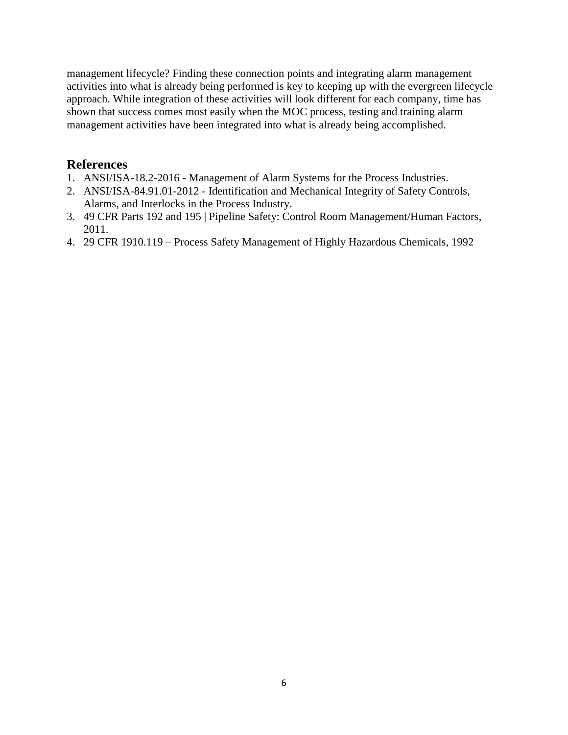management lifecycle? Finding these connection points and integrating alarm management activities into what is already being performed is key to keeping up with the evergreen lifecycle approach. While integration of these activities will look different for each company, time has shown that success comes most easily when the MOC process, testing and training alarm management activities have been integrated into what is already being accomplished.

## References

1. ANSI/ISA-18.2-2016 - Management of Alarm Systems for the Process Industries.
2. ANSI/ISA-84.91.01-2012 - Identification and Mechanical Integrity of Safety Controls, Alarms, and Interlocks in the Process Industry.
3. 49 CFR Parts 192 and 195 | Pipeline Safety: Control Room Management/Human Factors, 2011.
4. 29 CFR 1910.119 – Process Safety Management of Highly Hazardous Chemicals, 1992